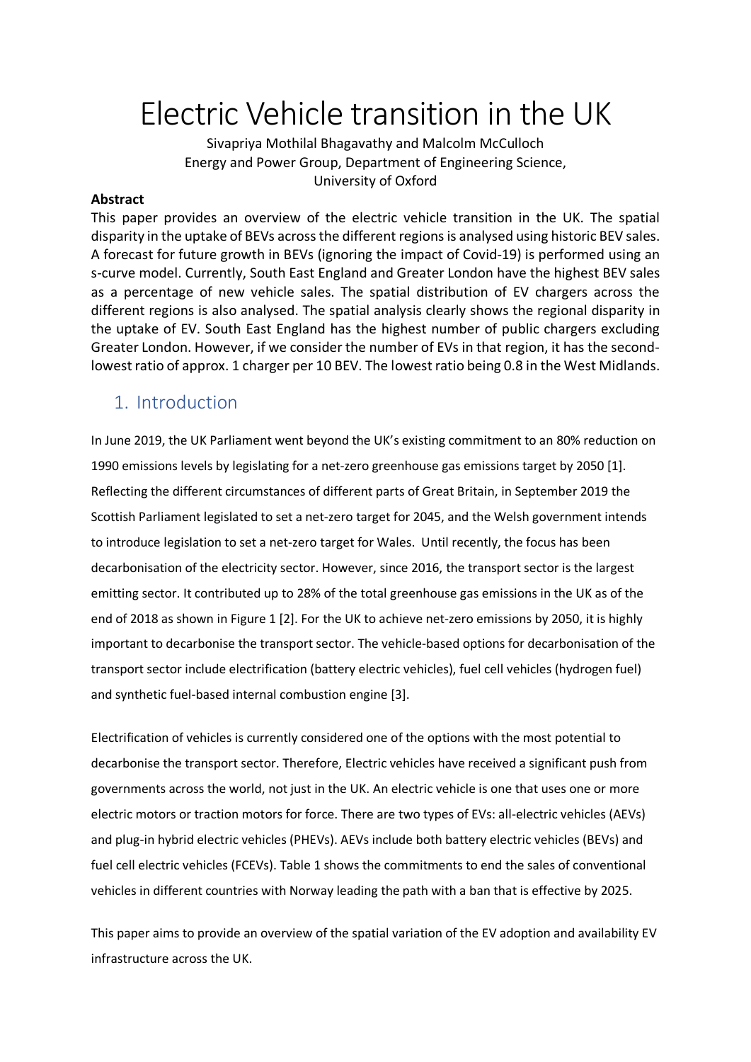# Electric Vehicle transition in the UK

Sivapriya Mothilal Bhagavathy and Malcolm McCulloch
Energy and Power Group, Department of Engineering Science,
University of Oxford

**Abstract**

This paper provides an overview of the electric vehicle transition in the UK. The spatial disparity in the uptake of BEVs across the different regions is analysed using historic BEV sales. A forecast for future growth in BEVs (ignoring the impact of Covid-19) is performed using an s-curve model. Currently, South East England and Greater London have the highest BEV sales as a percentage of new vehicle sales. The spatial distribution of EV chargers across the different regions is also analysed. The spatial analysis clearly shows the regional disparity in the uptake of EV. South East England has the highest number of public chargers excluding Greater London. However, if we consider the number of EVs in that region, it has the second-lowest ratio of approx. 1 charger per 10 BEV. The lowest ratio being 0.8 in the West Midlands.

## 1. Introduction

In June 2019, the UK Parliament went beyond the UK's existing commitment to an 80% reduction on 1990 emissions levels by legislating for a net-zero greenhouse gas emissions target by 2050 [1]. Reflecting the different circumstances of different parts of Great Britain, in September 2019 the Scottish Parliament legislated to set a net-zero target for 2045, and the Welsh government intends to introduce legislation to set a net-zero target for Wales. Until recently, the focus has been decarbonisation of the electricity sector. However, since 2016, the transport sector is the largest emitting sector. It contributed up to 28% of the total greenhouse gas emissions in the UK as of the end of 2018 as shown in Figure 1 [2]. For the UK to achieve net-zero emissions by 2050, it is highly important to decarbonise the transport sector. The vehicle-based options for decarbonisation of the transport sector include electrification (battery electric vehicles), fuel cell vehicles (hydrogen fuel) and synthetic fuel-based internal combustion engine [3].

Electrification of vehicles is currently considered one of the options with the most potential to decarbonise the transport sector. Therefore, Electric vehicles have received a significant push from governments across the world, not just in the UK. An electric vehicle is one that uses one or more electric motors or traction motors for force. There are two types of EVs: all-electric vehicles (AEVs) and plug-in hybrid electric vehicles (PHEVs). AEVs include both battery electric vehicles (BEVs) and fuel cell electric vehicles (FCEVs). Table 1 shows the commitments to end the sales of conventional vehicles in different countries with Norway leading the path with a ban that is effective by 2025.

This paper aims to provide an overview of the spatial variation of the EV adoption and availability EV infrastructure across the UK.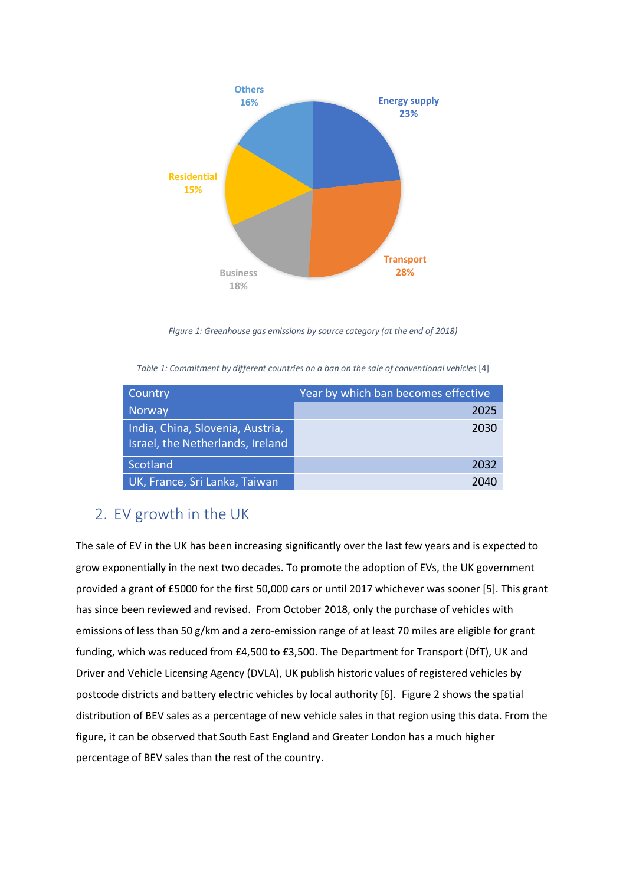Others
16%

Energy supply
23%

Residential
15%

Transport
28%

Business
18%

*Figure 1: Greenhouse gas emissions by source category (at the end of 2018)*

*Table 1: Commitment by different countries on a ban on the sale of conventional vehicles* [4]

| Country | Year by which ban becomes effective |
|---|---|
| Norway | 2025 |
| India, China, Slovenia, Austria, Israel, the Netherlands, Ireland | 2030 |
| Scotland | 2032 |
| UK, France, Sri Lanka, Taiwan | 2040 |

## 2. EV growth in the UK

The sale of EV in the UK has been increasing significantly over the last few years and is expected to grow exponentially in the next two decades. To promote the adoption of EVs, the UK government provided a grant of £5000 for the first 50,000 cars or until 2017 whichever was sooner [5]. This grant has since been reviewed and revised. From October 2018, only the purchase of vehicles with emissions of less than 50 g/km and a zero-emission range of at least 70 miles are eligible for grant funding, which was reduced from £4,500 to £3,500. The Department for Transport (DfT), UK and Driver and Vehicle Licensing Agency (DVLA), UK publish historic values of registered vehicles by postcode districts and battery electric vehicles by local authority [6]. Figure 2 shows the spatial distribution of BEV sales as a percentage of new vehicle sales in that region using this data. From the figure, it can be observed that South East England and Greater London has a much higher percentage of BEV sales than the rest of the country.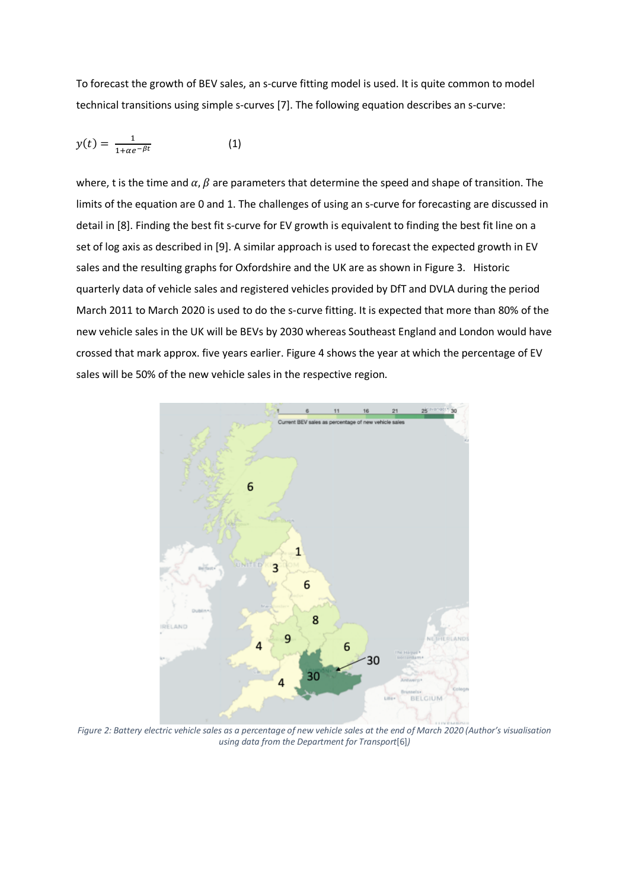To forecast the growth of BEV sales, an s-curve fitting model is used. It is quite common to model technical transitions using simple s-curves [7]. The following equation describes an s-curve:

$$y(t) = \frac{1}{1+\alpha e^{-\beta t}} \qquad (1)$$

where, t is the time and $\alpha, \beta$ are parameters that determine the speed and shape of transition. The limits of the equation are 0 and 1. The challenges of using an s-curve for forecasting are discussed in detail in [8]. Finding the best fit s-curve for EV growth is equivalent to finding the best fit line on a set of log axis as described in [9]. A similar approach is used to forecast the expected growth in EV sales and the resulting graphs for Oxfordshire and the UK are as shown in Figure 3. Historic quarterly data of vehicle sales and registered vehicles provided by DfT and DVLA during the period March 2011 to March 2020 is used to do the s-curve fitting. It is expected that more than 80% of the new vehicle sales in the UK will be BEVs by 2030 whereas Southeast England and London would have crossed that mark approx. five years earlier. Figure 4 shows the year at which the percentage of EV sales will be 50% of the new vehicle sales in the respective region.

1 6 11 16 21 25 30

Current BEV sales as percentage of new vehicle sales

6
1
3
6
8
4
9
6
30
30
4

*Figure 2: Battery electric vehicle sales as a percentage of new vehicle sales at the end of March 2020 (Author's visualisation using data from the Department for Transport*[6]*)*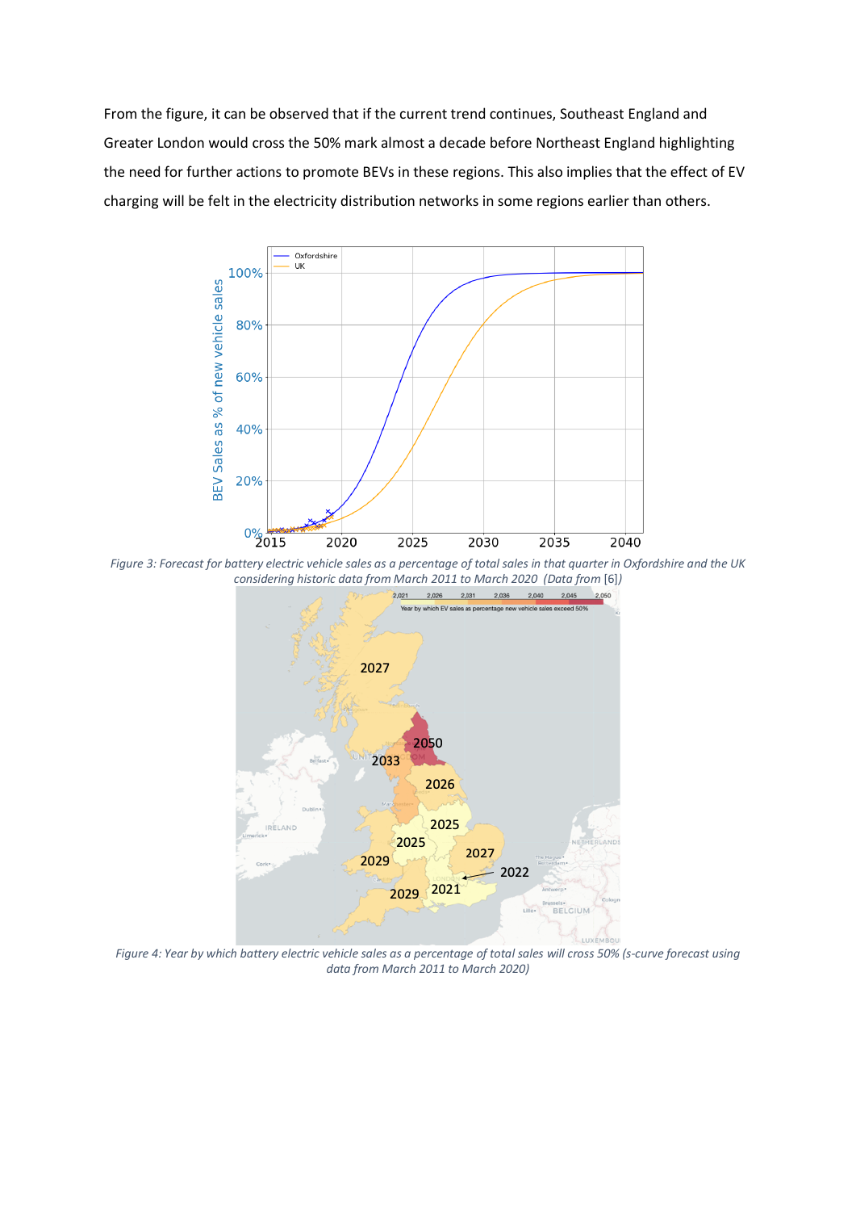From the figure, it can be observed that if the current trend continues, Southeast England and Greater London would cross the 50% mark almost a decade before Northeast England highlighting the need for further actions to promote BEVs in these regions. This also implies that the effect of EV charging will be felt in the electricity distribution networks in some regions earlier than others.

Oxfordshire
UK
BEV Sales as % of new vehicle sales
100%
80%
60%
40%
20%
0%
2015
2020
2025
2030
2035
2040

*Figure 3: Forecast for battery electric vehicle sales as a percentage of total sales in that quarter in Oxfordshire and the UK considering historic data from March 2011 to March 2020 (Data from [6])*

2,021 2,026 2,031 2,036 2,040 2,045 2,050
Year by which EV sales as percentage new vehicle sales exceed 50%
2027
2050
2033
2026
2025
2025
2027
2029
2022
2029
2021

*Figure 4: Year by which battery electric vehicle sales as a percentage of total sales will cross 50% (s-curve forecast using data from March 2011 to March 2020)*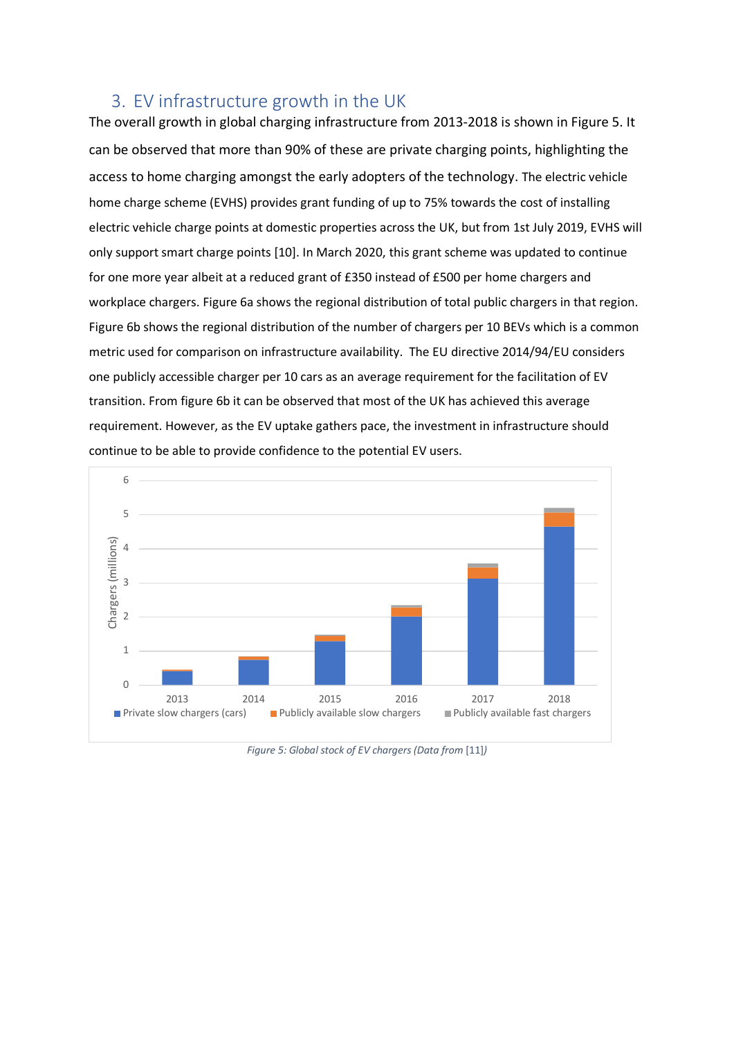## 3. EV infrastructure growth in the UK

The overall growth in global charging infrastructure from 2013-2018 is shown in Figure 5. It can be observed that more than 90% of these are private charging points, highlighting the access to home charging amongst the early adopters of the technology. The electric vehicle home charge scheme (EVHS) provides grant funding of up to 75% towards the cost of installing electric vehicle charge points at domestic properties across the UK, but from 1st July 2019, EVHS will only support smart charge points [10]. In March 2020, this grant scheme was updated to continue for one more year albeit at a reduced grant of £350 instead of £500 per home chargers and workplace chargers. Figure 6a shows the regional distribution of total public chargers in that region. Figure 6b shows the regional distribution of the number of chargers per 10 BEVs which is a common metric used for comparison on infrastructure availability. The EU directive 2014/94/EU considers one publicly accessible charger per 10 cars as an average requirement for the facilitation of EV transition. From figure 6b it can be observed that most of the UK has achieved this average requirement. However, as the EV uptake gathers pace, the investment in infrastructure should continue to be able to provide confidence to the potential EV users.

Chargers (millions)
0
1
2
3
4
5
6
2013
2014
2015
2016
2017
2018
Private slow chargers (cars)
Publicly available slow chargers
Publicly available fast chargers

*Figure 5: Global stock of EV chargers (Data from [11])*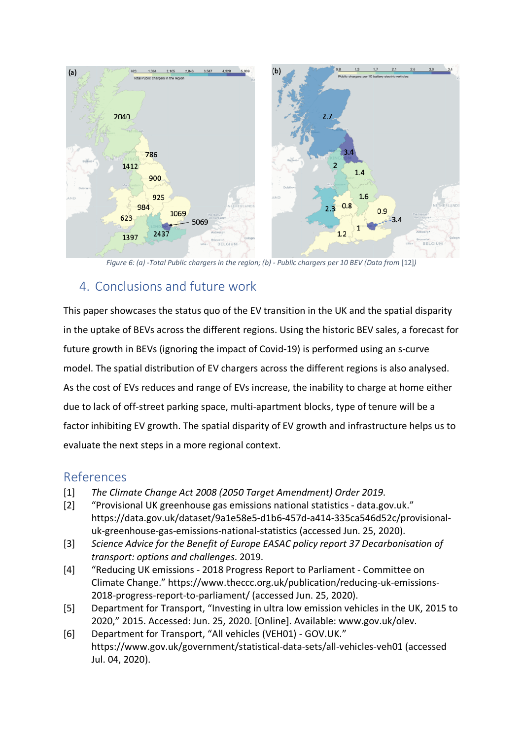(a)

823 1,364 2,105 2,846 3,587 4,328 5,069

Total Public chargers in the region

2040

786

1412

900

925

984

1069

623

5069

1397

2437

(b)

0.8 1.3 1.7 2.1 2.6 3.0 3.4

Public chargers per 10 battery electric vehicles

2.7

3.4

2

1.4

1.6

2.3

0.8

0.9

3.4

1

1.2

*Figure 6: (a) -Total Public chargers in the region; (b) - Public chargers per 10 BEV (Data from [12])*

## 4. Conclusions and future work

This paper showcases the status quo of the EV transition in the UK and the spatial disparity in the uptake of BEVs across the different regions. Using the historic BEV sales, a forecast for future growth in BEVs (ignoring the impact of Covid-19) is performed using an s-curve model. The spatial distribution of EV chargers across the different regions is also analysed. As the cost of EVs reduces and range of EVs increase, the inability to charge at home either due to lack of off-street parking space, multi-apartment blocks, type of tenure will be a factor inhibiting EV growth. The spatial disparity of EV growth and infrastructure helps us to evaluate the next steps in a more regional context.

## References

[1] *The Climate Change Act 2008 (2050 Target Amendment) Order 2019*.

[2] "Provisional UK greenhouse gas emissions national statistics - data.gov.uk." https://data.gov.uk/dataset/9a1e58e5-d1b6-457d-a414-335ca546d52c/provisional-uk-greenhouse-gas-emissions-national-statistics (accessed Jun. 25, 2020).

[3] *Science Advice for the Benefit of Europe EASAC policy report 37 Decarbonisation of transport: options and challenges*. 2019.

[4] "Reducing UK emissions - 2018 Progress Report to Parliament - Committee on Climate Change." https://www.theccc.org.uk/publication/reducing-uk-emissions-2018-progress-report-to-parliament/ (accessed Jun. 25, 2020).

[5] Department for Transport, "Investing in ultra low emission vehicles in the UK, 2015 to 2020," 2015. Accessed: Jun. 25, 2020. [Online]. Available: www.gov.uk/olev.

[6] Department for Transport, "All vehicles (VEH01) - GOV.UK." https://www.gov.uk/government/statistical-data-sets/all-vehicles-veh01 (accessed Jul. 04, 2020).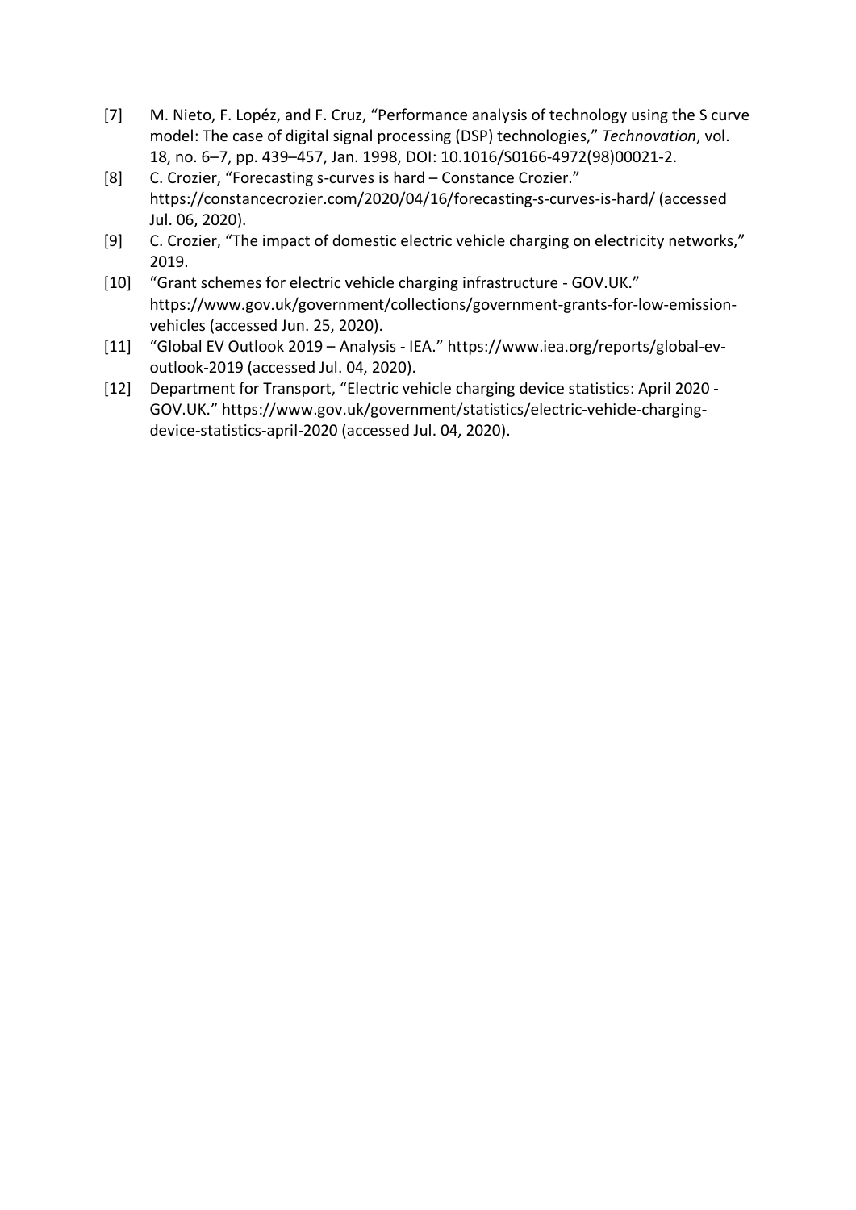[7] M. Nieto, F. Lopéz, and F. Cruz, “Performance analysis of technology using the S curve model: The case of digital signal processing (DSP) technologies,” *Technovation*, vol. 18, no. 6–7, pp. 439–457, Jan. 1998, DOI: 10.1016/S0166-4972(98)00021-2.

[8] C. Crozier, “Forecasting s-curves is hard – Constance Crozier.” https://constancecrozier.com/2020/04/16/forecasting-s-curves-is-hard/ (accessed Jul. 06, 2020).

[9] C. Crozier, “The impact of domestic electric vehicle charging on electricity networks,” 2019.

[10] “Grant schemes for electric vehicle charging infrastructure - GOV.UK.” https://www.gov.uk/government/collections/government-grants-for-low-emission-vehicles (accessed Jun. 25, 2020).

[11] “Global EV Outlook 2019 – Analysis - IEA.” https://www.iea.org/reports/global-ev-outlook-2019 (accessed Jul. 04, 2020).

[12] Department for Transport, “Electric vehicle charging device statistics: April 2020 - GOV.UK.” https://www.gov.uk/government/statistics/electric-vehicle-charging-device-statistics-april-2020 (accessed Jul. 04, 2020).